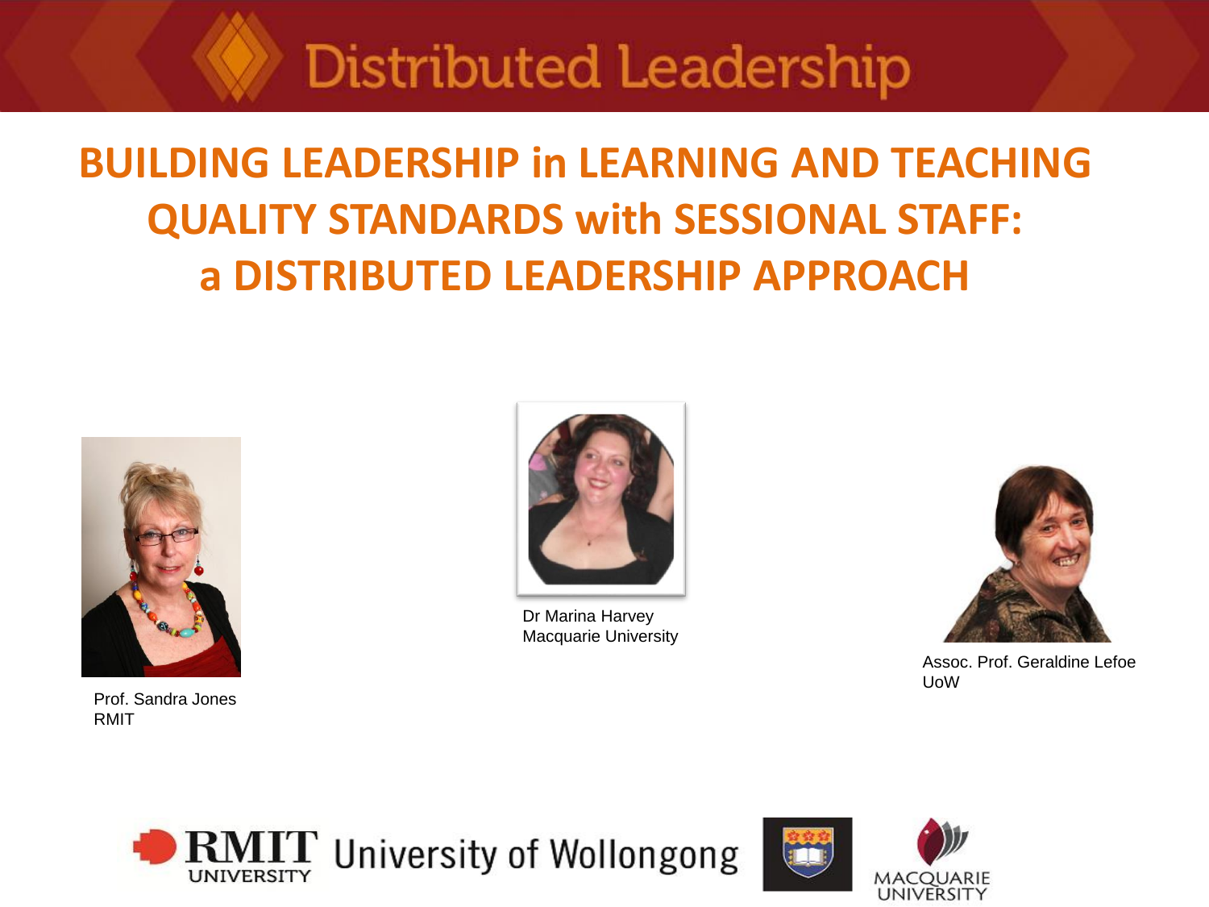# Distributed Leadership

## BUILDING LEADERSHIP in LEARNING AND TEACHING QUALITY STANDARDS with SESSIONAL STAFF: a DISTRIBUTED LEADERSHIP APPROACH

Prof. Sandra Jones
RMIT

Dr Marina Harvey
Macquarie University

Assoc. Prof. Geraldine Lefoe
UoW

RMIT UNIVERSITY University of Wollongong MACQUARIE UNIVERSITY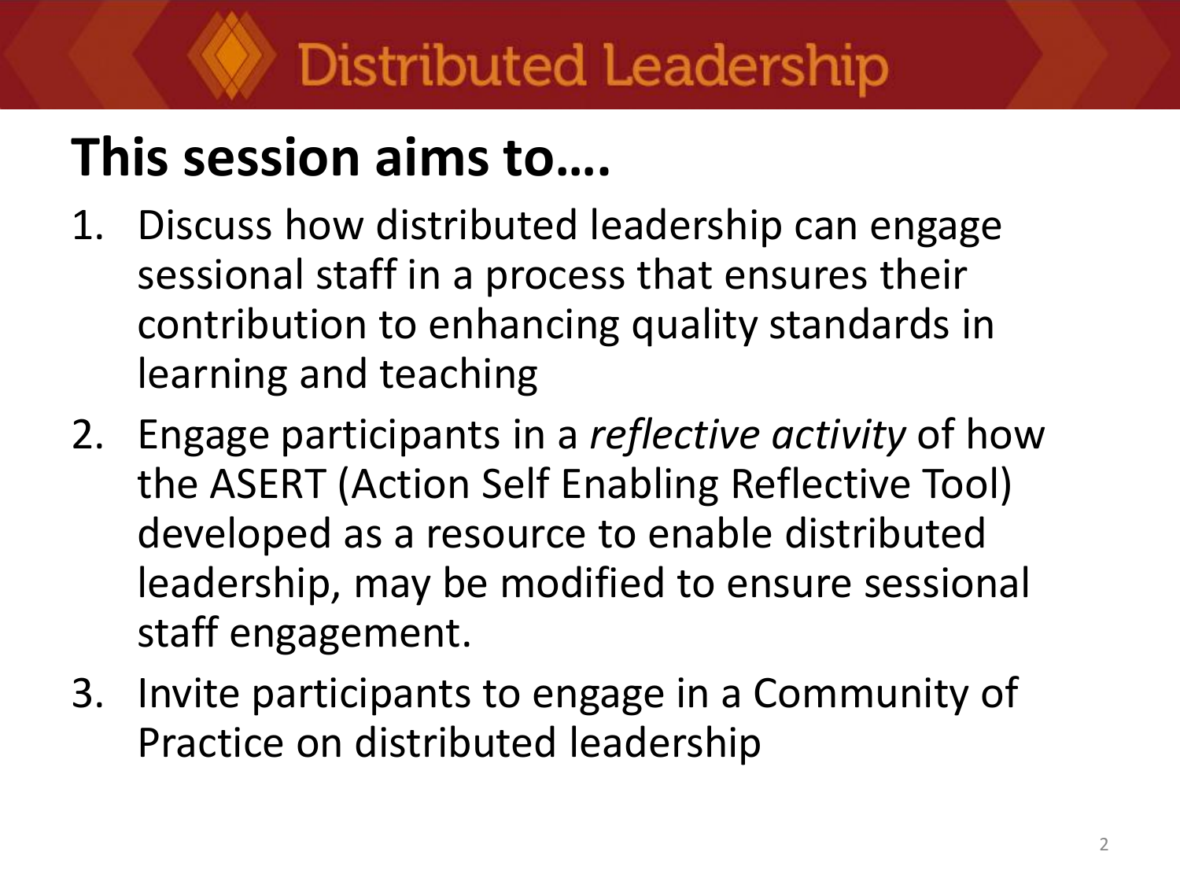# Distributed Leadership

## This session aims to….

1. Discuss how distributed leadership can engage sessional staff in a process that ensures their contribution to enhancing quality standards in learning and teaching
2. Engage participants in a *reflective activity* of how the ASERT (Action Self Enabling Reflective Tool) developed as a resource to enable distributed leadership, may be modified to ensure sessional staff engagement.
3. Invite participants to engage in a Community of Practice on distributed leadership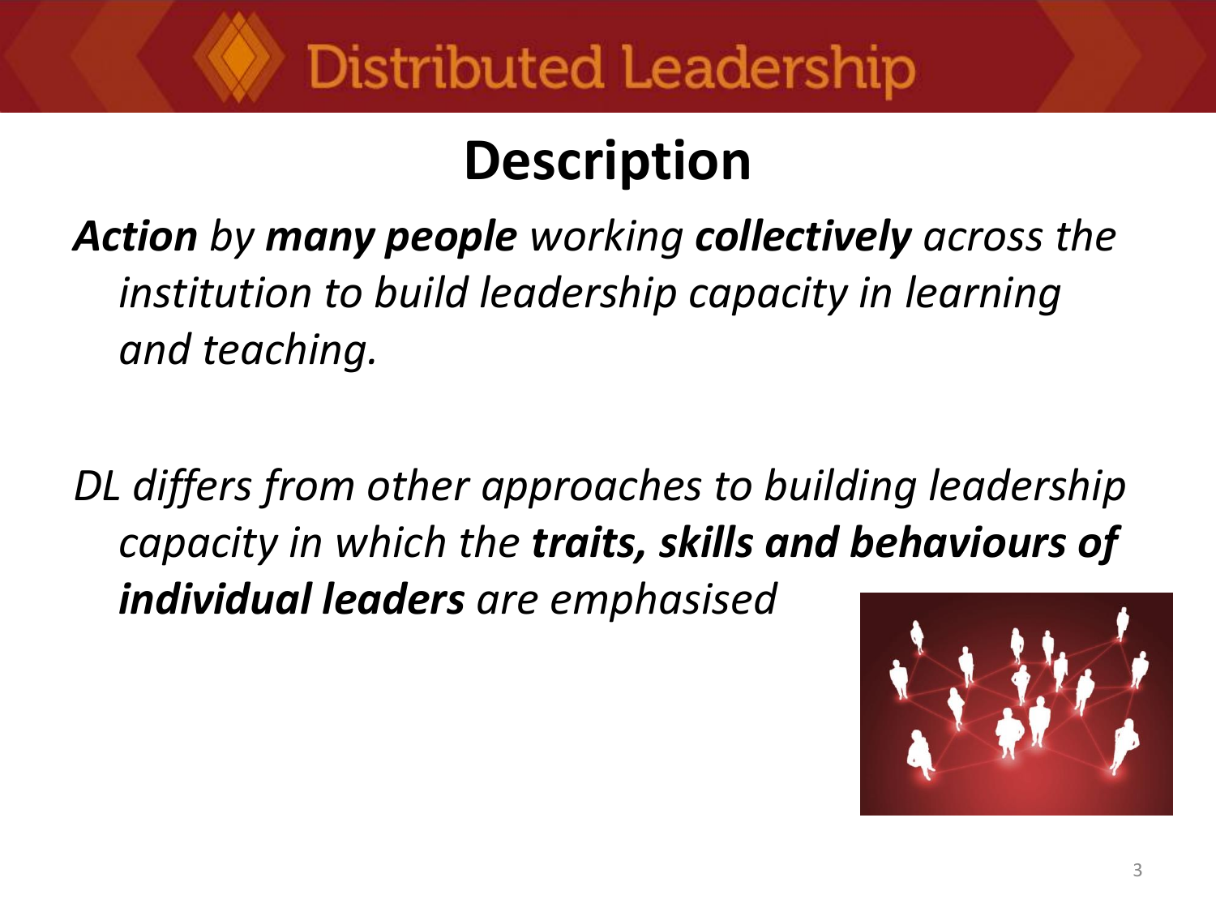# Distributed Leadership

## Description

***Action*** *by* ***many people*** *working* ***collectively*** *across the institution to build leadership capacity in learning and teaching.*

*DL differs from other approaches to building leadership capacity in which the* ***traits, skills and behaviours of individual leaders*** *are emphasised*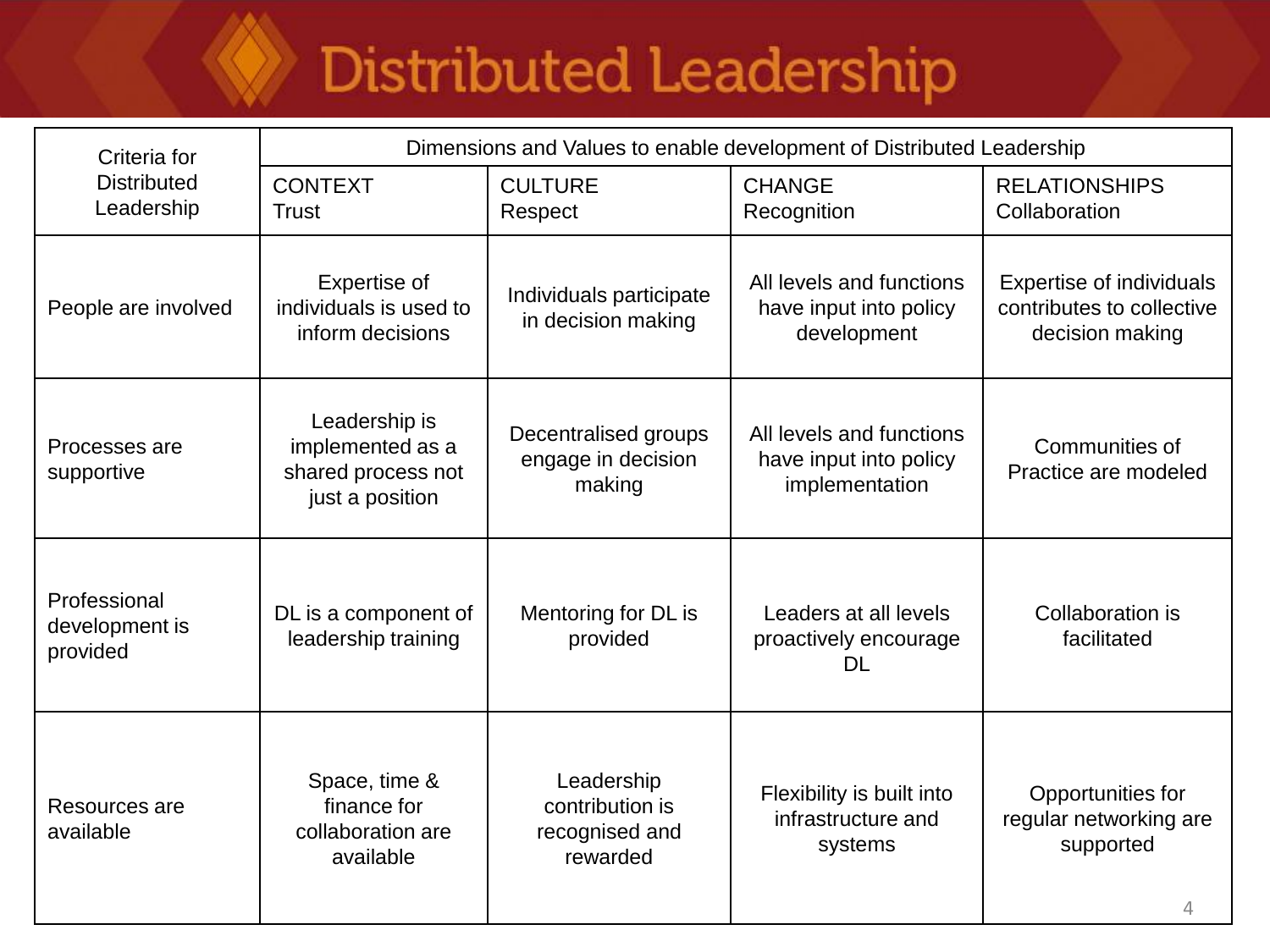# Distributed Leadership

| Criteria for Distributed Leadership | Dimensions and Values to enable development of Distributed Leadership | | | |
|---|---|---|---|---|
| | CONTEXT Trust | CULTURE Respect | CHANGE Recognition | RELATIONSHIPS Collaboration |
| People are involved | Expertise of individuals is used to inform decisions | Individuals participate in decision making | All levels and functions have input into policy development | Expertise of individuals contributes to collective decision making |
| Processes are supportive | Leadership is implemented as a shared process not just a position | Decentralised groups engage in decision making | All levels and functions have input into policy implementation | Communities of Practice are modeled |
| Professional development is provided | DL is a component of leadership training | Mentoring for DL is provided | Leaders at all levels proactively encourage DL | Collaboration is facilitated |
| Resources are available | Space, time & finance for collaboration are available | Leadership contribution is recognised and rewarded | Flexibility is built into infrastructure and systems | Opportunities for regular networking are supported |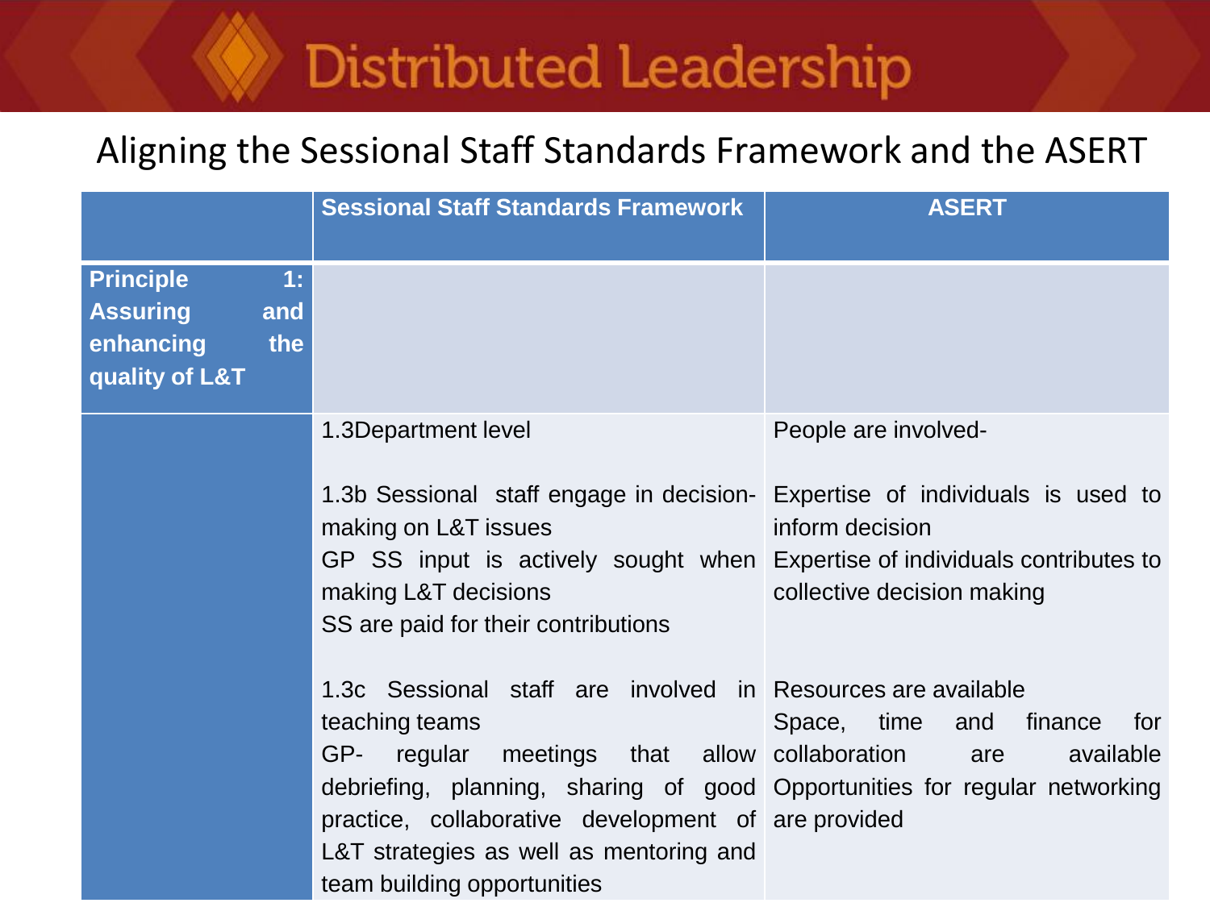# Distributed Leadership

## Aligning the Sessional Staff Standards Framework and the ASERT

| | Sessional Staff Standards Framework | ASERT |
|---|---|---|
| **Principle 1: Assuring and enhancing the quality of L&T** | | |
| | 1.3Department level<br><br>1.3b Sessional staff engage in decision-making on L&T issues<br>GP SS input is actively sought when making L&T decisions<br>SS are paid for their contributions<br><br>1.3c Sessional staff are involved in teaching teams<br>GP- regular meetings that allow debriefing, planning, sharing of good practice, collaborative development of L&T strategies as well as mentoring and team building opportunities | People are involved-<br><br>Expertise of individuals is used to inform decision<br>Expertise of individuals contributes to collective decision making<br><br><br>Resources are available<br>Space, time and finance for collaboration are available<br>Opportunities for regular networking are provided |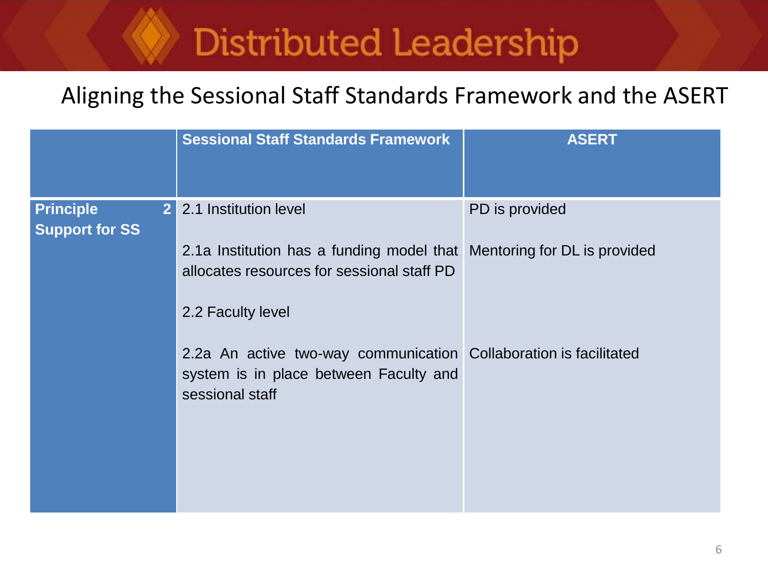# Distributed Leadership

## Aligning the Sessional Staff Standards Framework and the ASERT

| | Sessional Staff Standards Framework | ASERT |
|---|---|---|
| **Principle 2 Support for SS** | 2.1 Institution level | PD is provided |
| | 2.1a Institution has a funding model that allocates resources for sessional staff PD | Mentoring for DL is provided |
| | 2.2 Faculty level | |
| | 2.2a An active two-way communication system is in place between Faculty and sessional staff | Collaboration is facilitated |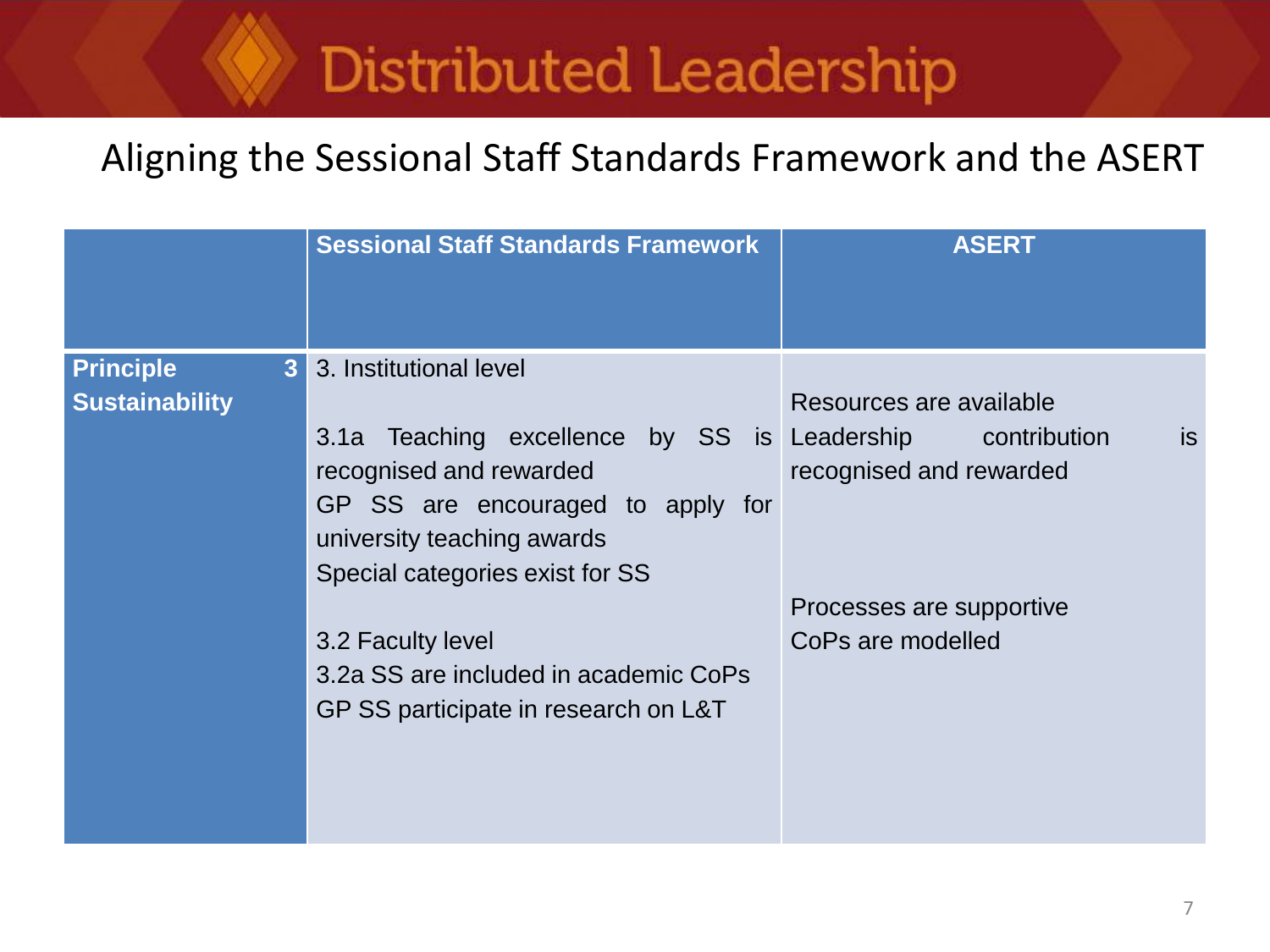# Distributed Leadership

## Aligning the Sessional Staff Standards Framework and the ASERT

| | Sessional Staff Standards Framework | ASERT |
|---|---|---|
| **Principle 3 Sustainability** | 3. Institutional level<br><br>3.1a Teaching excellence by SS is recognised and rewarded<br>GP SS are encouraged to apply for university teaching awards<br>Special categories exist for SS<br><br>3.2 Faculty level<br>3.2a SS are included in academic CoPs<br>GP SS participate in research on L&T | Resources are available<br>Leadership contribution is recognised and rewarded<br><br><br>Processes are supportive<br>CoPs are modelled |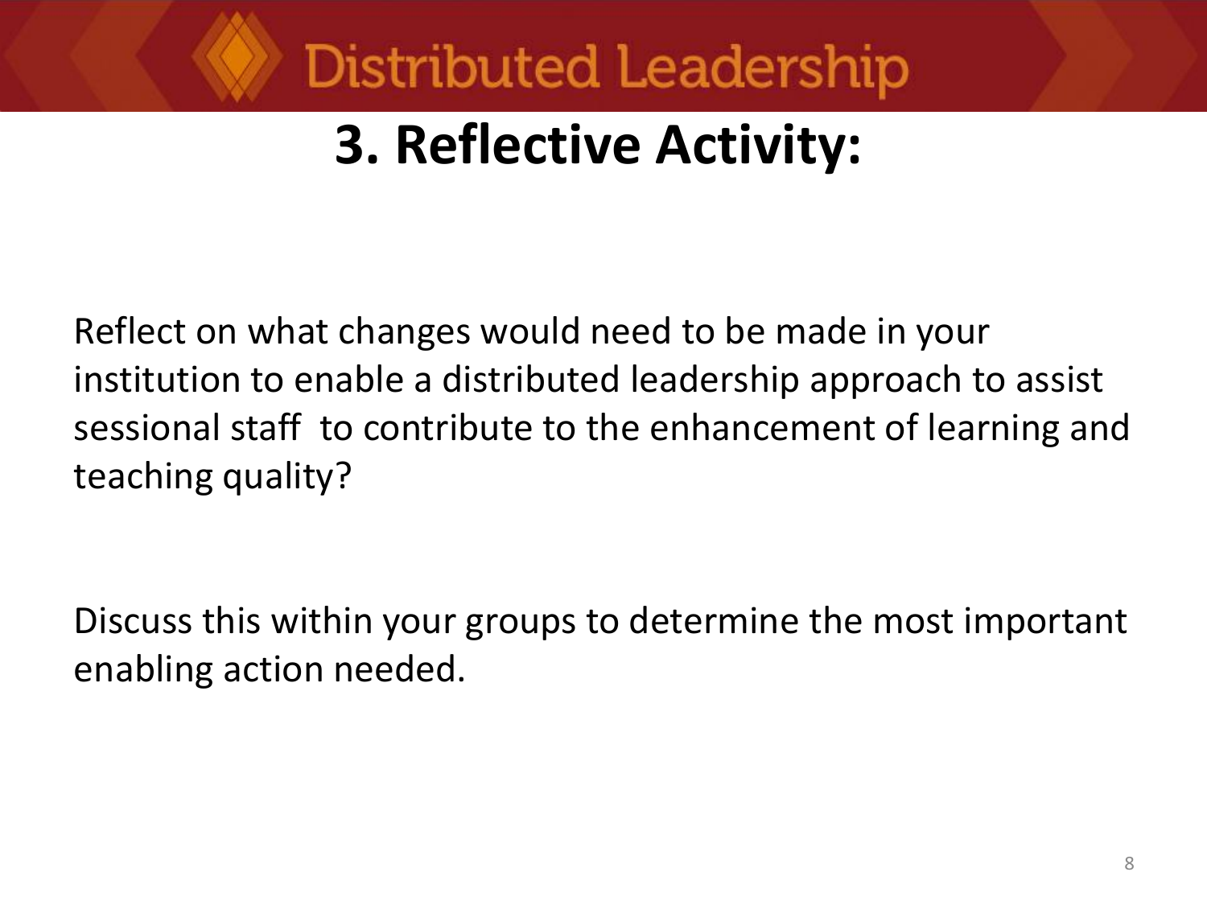# Distributed Leadership

## 3. Reflective Activity:

Reflect on what changes would need to be made in your institution to enable a distributed leadership approach to assist sessional staff to contribute to the enhancement of learning and teaching quality?

Discuss this within your groups to determine the most important enabling action needed.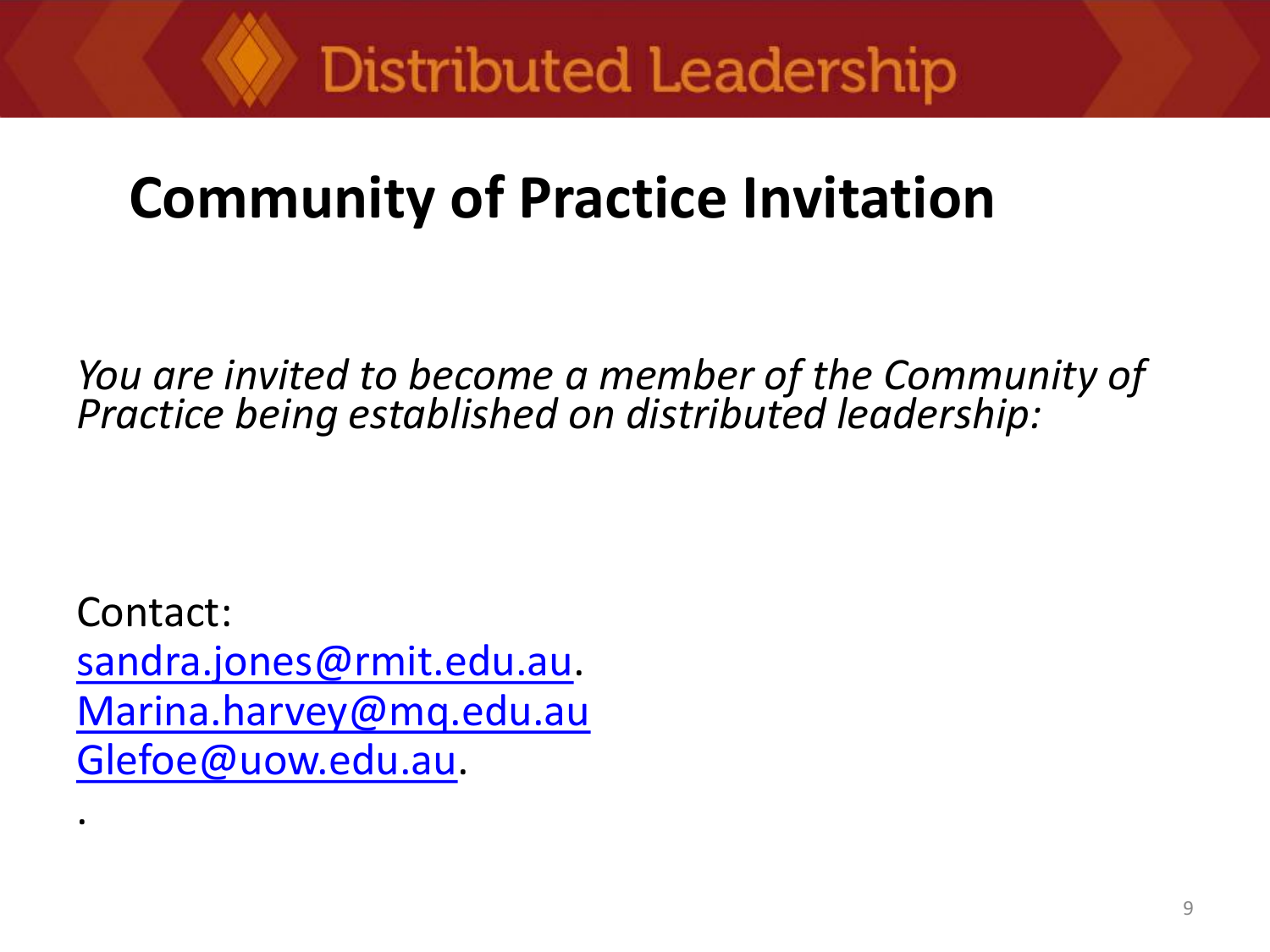# Community of Practice Invitation

*You are invited to become a member of the Community of Practice being established on distributed leadership:*

Contact:
sandra.jones@rmit.edu.au.
Marina.harvey@mq.edu.au
Glefoe@uow.edu.au.

.